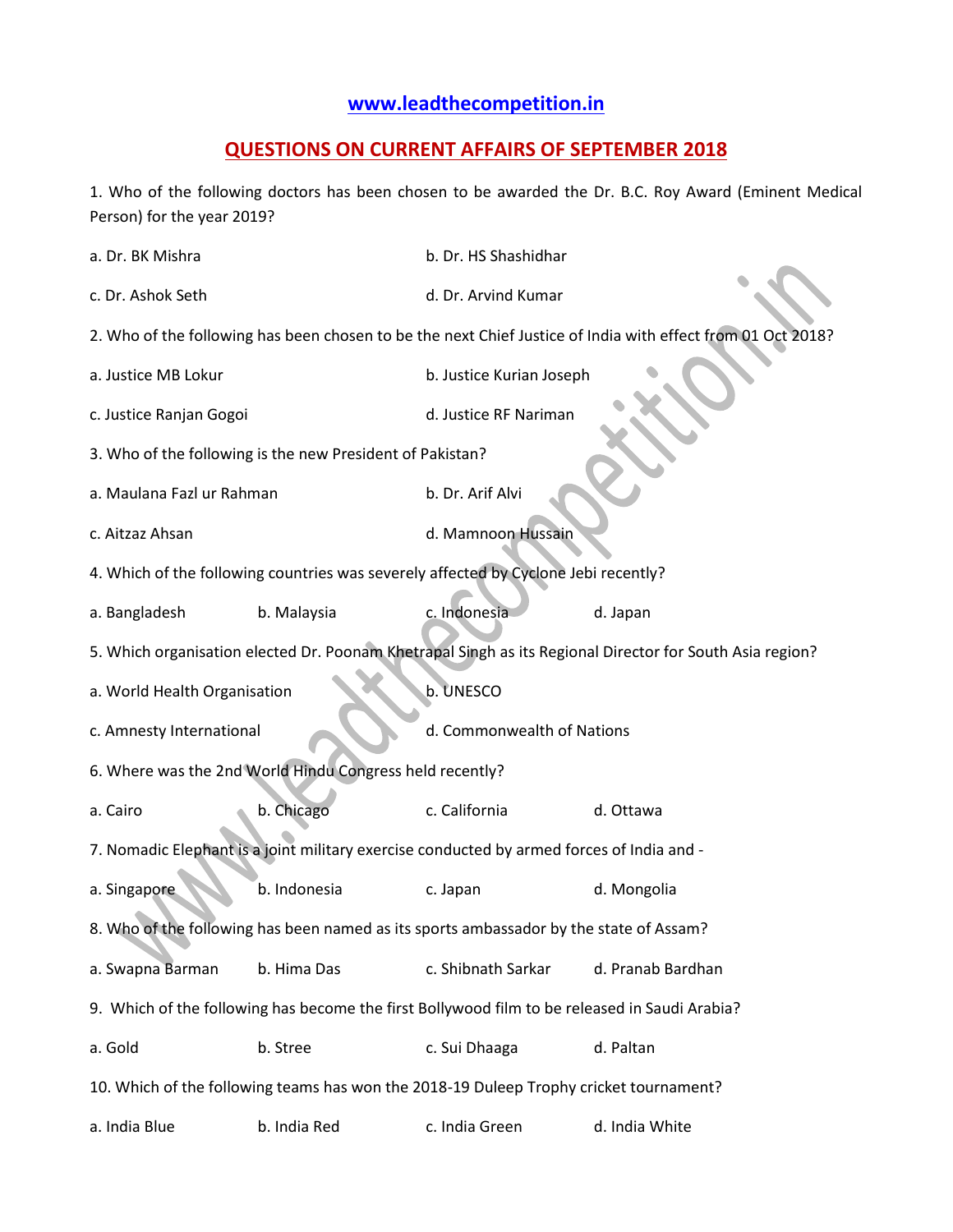**www.leadthecompetition.in**

## QUESTIONS ON CURRENT AFFAIRS OF SEPTEMBER 2018

1. Who of the following doctors has been chosen to be awarded the Dr. B.C. Roy Award (Eminent Medical Person) for the year 2019?

a. Dr. BK Mishra
b. Dr. HS Shashidhar
c. Dr. Ashok Seth
d. Dr. Arvind Kumar

2. Who of the following has been chosen to be the next Chief Justice of India with effect from 01 Oct 2018?

a. Justice MB Lokur
b. Justice Kurian Joseph
c. Justice Ranjan Gogoi
d. Justice RF Nariman

3. Who of the following is the new President of Pakistan?

a. Maulana Fazl ur Rahman
b. Dr. Arif Alvi
c. Aitzaz Ahsan
d. Mamnoon Hussain

4. Which of the following countries was severely affected by Cyclone Jebi recently?

a. Bangladesh
b. Malaysia
c. Indonesia
d. Japan

5. Which organisation elected Dr. Poonam Khetrapal Singh as its Regional Director for South Asia region?

a. World Health Organisation
b. UNESCO
c. Amnesty International
d. Commonwealth of Nations

6. Where was the 2nd World Hindu Congress held recently?

a. Cairo
b. Chicago
c. California
d. Ottawa

7. Nomadic Elephant is a joint military exercise conducted by armed forces of India and -

a. Singapore
b. Indonesia
c. Japan
d. Mongolia

8. Who of the following has been named as its sports ambassador by the state of Assam?

a. Swapna Barman
b. Hima Das
c. Shibnath Sarkar
d. Pranab Bardhan

9. Which of the following has become the first Bollywood film to be released in Saudi Arabia?

a. Gold
b. Stree
c. Sui Dhaaga
d. Paltan

10. Which of the following teams has won the 2018-19 Duleep Trophy cricket tournament?

a. India Blue
b. India Red
c. India Green
d. India White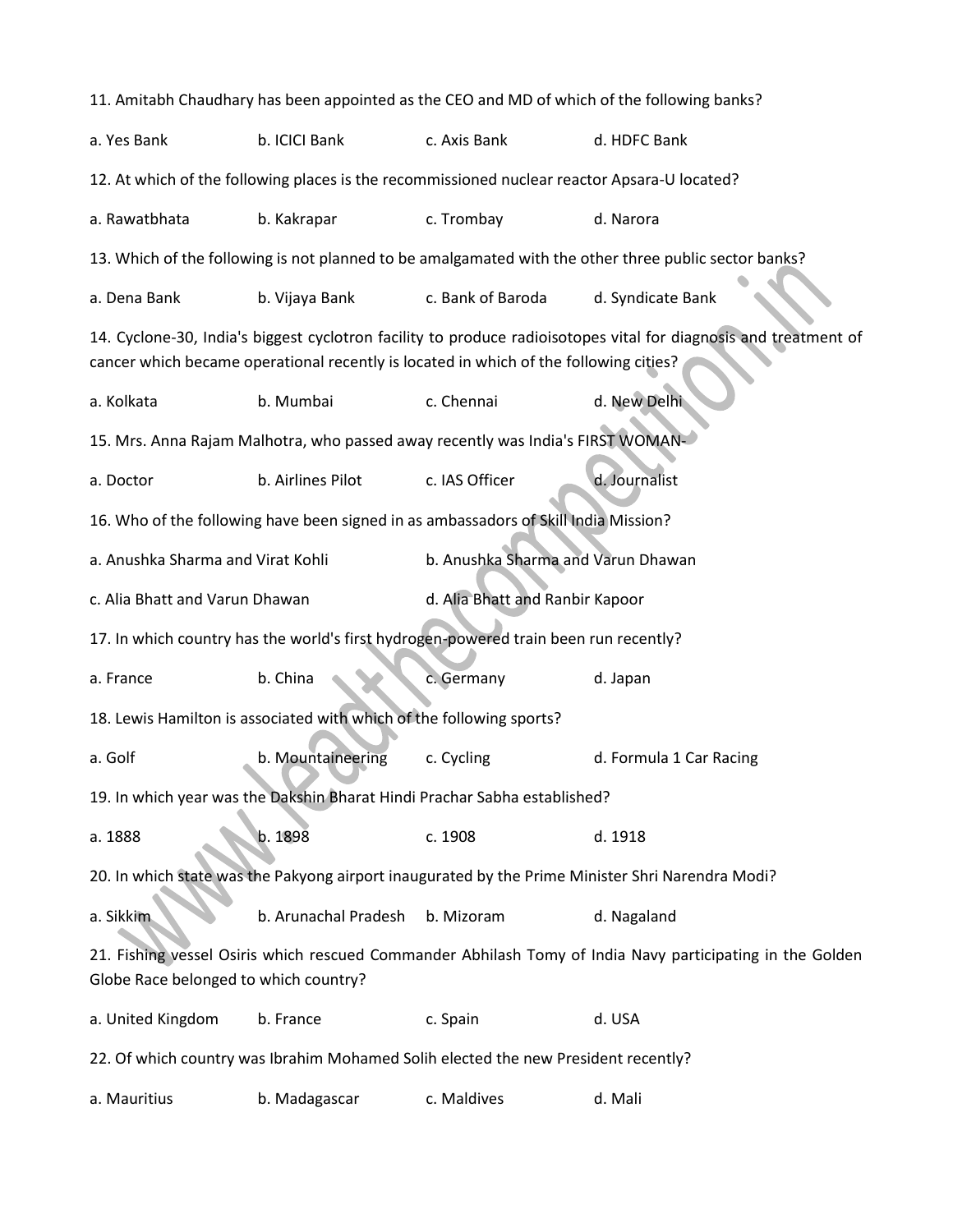11. Amitabh Chaudhary has been appointed as the CEO and MD of which of the following banks?

a. Yes Bank b. ICICI Bank c. Axis Bank d. HDFC Bank

12. At which of the following places is the recommissioned nuclear reactor Apsara-U located?

a. Rawatbhata b. Kakrapar c. Trombay d. Narora

13. Which of the following is not planned to be amalgamated with the other three public sector banks?

a. Dena Bank b. Vijaya Bank c. Bank of Baroda d. Syndicate Bank

14. Cyclone-30, India's biggest cyclotron facility to produce radioisotopes vital for diagnosis and treatment of cancer which became operational recently is located in which of the following cities?

a. Kolkata b. Mumbai c. Chennai d. New Delhi

15. Mrs. Anna Rajam Malhotra, who passed away recently was India's FIRST WOMAN-

a. Doctor b. Airlines Pilot c. IAS Officer d. Journalist

16. Who of the following have been signed in as ambassadors of Skill India Mission?

a. Anushka Sharma and Virat Kohli b. Anushka Sharma and Varun Dhawan

c. Alia Bhatt and Varun Dhawan d. Alia Bhatt and Ranbir Kapoor

17. In which country has the world's first hydrogen-powered train been run recently?

a. France b. China c. Germany d. Japan

18. Lewis Hamilton is associated with which of the following sports?

a. Golf b. Mountaineering c. Cycling d. Formula 1 Car Racing

19. In which year was the Dakshin Bharat Hindi Prachar Sabha established?

a. 1888 b. 1898 c. 1908 d. 1918

20. In which state was the Pakyong airport inaugurated by the Prime Minister Shri Narendra Modi?

a. Sikkim b. Arunachal Pradesh b. Mizoram d. Nagaland

21. Fishing vessel Osiris which rescued Commander Abhilash Tomy of India Navy participating in the Golden Globe Race belonged to which country?

a. United Kingdom b. France c. Spain d. USA

22. Of which country was Ibrahim Mohamed Solih elected the new President recently?

a. Mauritius b. Madagascar c. Maldives d. Mali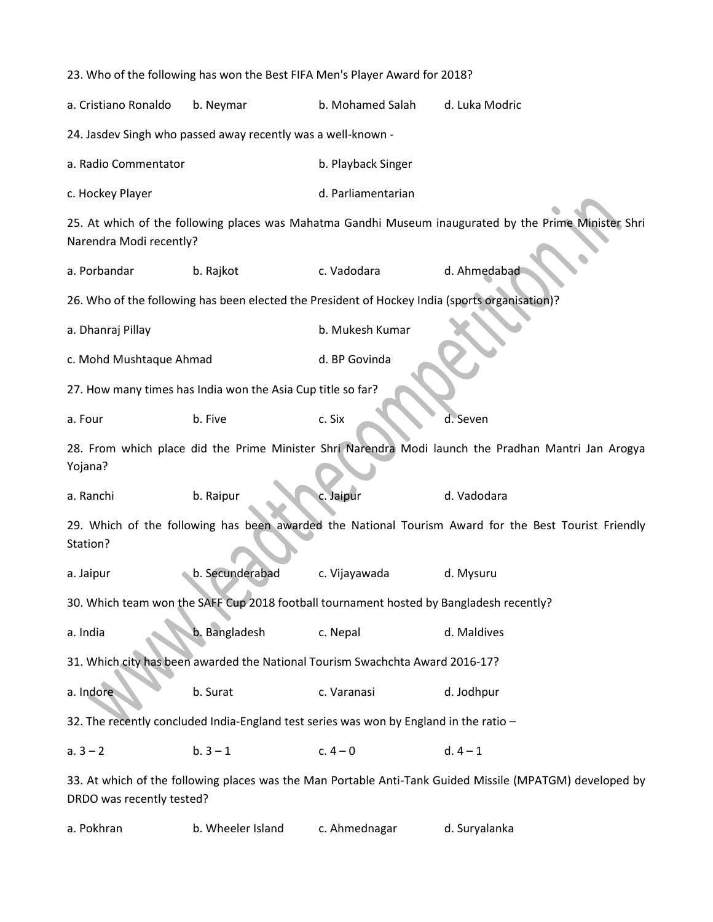23. Who of the following has won the Best FIFA Men's Player Award for 2018?

a. Cristiano Ronaldo b. Neymar b. Mohamed Salah d. Luka Modric

24. Jasdev Singh who passed away recently was a well-known -

a. Radio Commentator b. Playback Singer

c. Hockey Player d. Parliamentarian

25. At which of the following places was Mahatma Gandhi Museum inaugurated by the Prime Minister Shri Narendra Modi recently?

a. Porbandar b. Rajkot c. Vadodara d. Ahmedabad

26. Who of the following has been elected the President of Hockey India (sports organisation)?

a. Dhanraj Pillay b. Mukesh Kumar

c. Mohd Mushtaque Ahmad d. BP Govinda

27. How many times has India won the Asia Cup title so far?

a. Four b. Five c. Six d. Seven

28. From which place did the Prime Minister Shri Narendra Modi launch the Pradhan Mantri Jan Arogya Yojana?

a. Ranchi b. Raipur c. Jaipur d. Vadodara

29. Which of the following has been awarded the National Tourism Award for the Best Tourist Friendly Station?

a. Jaipur b. Secunderabad c. Vijayawada d. Mysuru

30. Which team won the SAFF Cup 2018 football tournament hosted by Bangladesh recently?

a. India b. Bangladesh c. Nepal d. Maldives

31. Which city has been awarded the National Tourism Swachchta Award 2016-17?

a. Indore b. Surat c. Varanasi d. Jodhpur

32. The recently concluded India-England test series was won by England in the ratio –

a. 3 – 2 b. 3 – 1 c. 4 – 0 d. 4 – 1

33. At which of the following places was the Man Portable Anti-Tank Guided Missile (MPATGM) developed by DRDO was recently tested?

a. Pokhran b. Wheeler Island c. Ahmednagar d. Suryalanka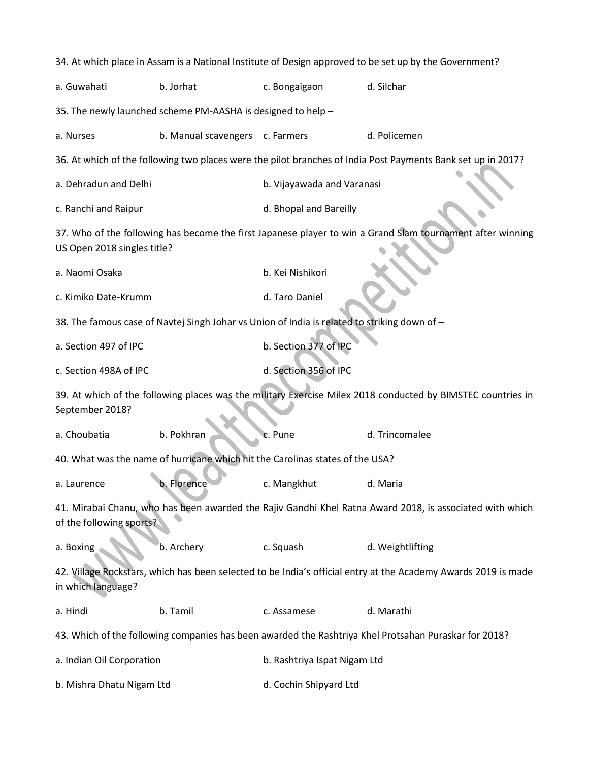34. At which place in Assam is a National Institute of Design approved to be set up by the Government?

a. Guwahati  b. Jorhat  c. Bongaigaon  d. Silchar

35. The newly launched scheme PM-AASHA is designed to help –

a. Nurses  b. Manual scavengers  c. Farmers  d. Policemen

36. At which of the following two places were the pilot branches of India Post Payments Bank set up in 2017?

a. Dehradun and Delhi  b. Vijayawada and Varanasi

c. Ranchi and Raipur  d. Bhopal and Bareilly

37. Who of the following has become the first Japanese player to win a Grand Slam tournament after winning US Open 2018 singles title?

a. Naomi Osaka  b. Kei Nishikori

c. Kimiko Date-Krumm  d. Taro Daniel

38. The famous case of Navtej Singh Johar vs Union of India is related to striking down of –

a. Section 497 of IPC  b. Section 377 of IPC

c. Section 498A of IPC  d. Section 356 of IPC

39. At which of the following places was the military Exercise Milex 2018 conducted by BIMSTEC countries in September 2018?

a. Choubatia  b. Pokhran  c. Pune  d. Trincomalee

40. What was the name of hurricane which hit the Carolinas states of the USA?

a. Laurence  b. Florence  c. Mangkhut  d. Maria

41. Mirabai Chanu, who has been awarded the Rajiv Gandhi Khel Ratna Award 2018, is associated with which of the following sports?

a. Boxing  b. Archery  c. Squash  d. Weightlifting

42. Village Rockstars, which has been selected to be India's official entry at the Academy Awards 2019 is made in which language?

a. Hindi  b. Tamil  c. Assamese  d. Marathi

43. Which of the following companies has been awarded the Rashtriya Khel Protsahan Puraskar for 2018?

a. Indian Oil Corporation  b. Rashtriya Ispat Nigam Ltd

b. Mishra Dhatu Nigam Ltd  d. Cochin Shipyard Ltd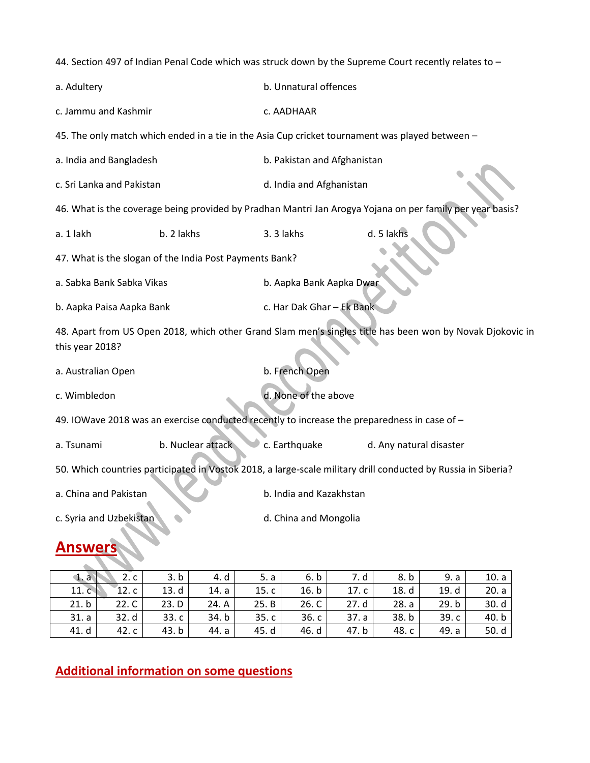44. Section 497 of Indian Penal Code which was struck down by the Supreme Court recently relates to –

a. Adultery

b. Unnatural offences

c. Jammu and Kashmir

c. AADHAAR

45. The only match which ended in a tie in the Asia Cup cricket tournament was played between –

a. India and Bangladesh

b. Pakistan and Afghanistan

c. Sri Lanka and Pakistan

d. India and Afghanistan

46. What is the coverage being provided by Pradhan Mantri Jan Arogya Yojana on per family per year basis?

a. 1 lakh

b. 2 lakhs

3. 3 lakhs

d. 5 lakhs

47. What is the slogan of the India Post Payments Bank?

a. Sabka Bank Sabka Vikas

b. Aapka Bank Aapka Dwar

b. Aapka Paisa Aapka Bank

c. Har Dak Ghar – Ek Bank

48. Apart from US Open 2018, which other Grand Slam men's singles title has been won by Novak Djokovic in this year 2018?

a. Australian Open

b. French Open

c. Wimbledon

d. None of the above

49. IOWave 2018 was an exercise conducted recently to increase the preparedness in case of –

a. Tsunami

b. Nuclear attack

c. Earthquake

d. Any natural disaster

50. Which countries participated in Vostok 2018, a large-scale military drill conducted by Russia in Siberia?

a. China and Pakistan

b. India and Kazakhstan

c. Syria and Uzbekistan

d. China and Mongolia

## Answers

| 1. a | 2. c | 3. b | 4. d | 5. a | 6. b | 7. d | 8. b | 9. a | 10. a |
|---|---|---|---|---|---|---|---|---|---|
| 11. c | 12. c | 13. d | 14. a | 15. c | 16. b | 17. c | 18. d | 19. d | 20. a |
| 21. b | 22. C | 23. D | 24. A | 25. B | 26. C | 27. d | 28. a | 29. b | 30. d |
| 31. a | 32. d | 33. c | 34. b | 35. c | 36. c | 37. a | 38. b | 39. c | 40. b |
| 41. d | 42. c | 43. b | 44. a | 45. d | 46. d | 47. b | 48. c | 49. a | 50. d |

## Additional information on some questions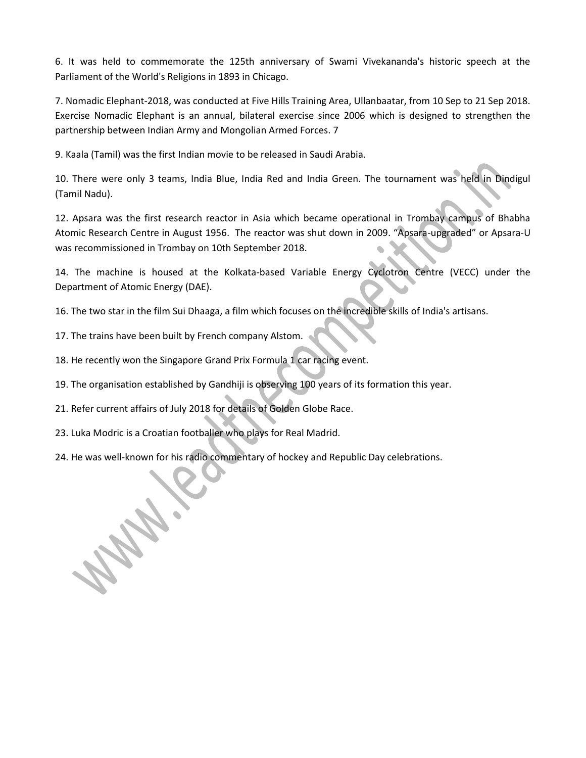6. It was held to commemorate the 125th anniversary of Swami Vivekananda's historic speech at the Parliament of the World's Religions in 1893 in Chicago.

7. Nomadic Elephant-2018, was conducted at Five Hills Training Area, Ullanbaatar, from 10 Sep to 21 Sep 2018. Exercise Nomadic Elephant is an annual, bilateral exercise since 2006 which is designed to strengthen the partnership between Indian Army and Mongolian Armed Forces. 7

9. Kaala (Tamil) was the first Indian movie to be released in Saudi Arabia.

10. There were only 3 teams, India Blue, India Red and India Green. The tournament was held in Dindigul (Tamil Nadu).

12. Apsara was the first research reactor in Asia which became operational in Trombay campus of Bhabha Atomic Research Centre in August 1956. The reactor was shut down in 2009. "Apsara-upgraded" or Apsara-U was recommissioned in Trombay on 10th September 2018.

14. The machine is housed at the Kolkata-based Variable Energy Cyclotron Centre (VECC) under the Department of Atomic Energy (DAE).

16. The two star in the film Sui Dhaaga, a film which focuses on the incredible skills of India's artisans.

17. The trains have been built by French company Alstom.

18. He recently won the Singapore Grand Prix Formula 1 car racing event.

19. The organisation established by Gandhiji is observing 100 years of its formation this year.

21. Refer current affairs of July 2018 for details of Golden Globe Race.

23. Luka Modric is a Croatian footballer who plays for Real Madrid.

24. He was well-known for his radio commentary of hockey and Republic Day celebrations.